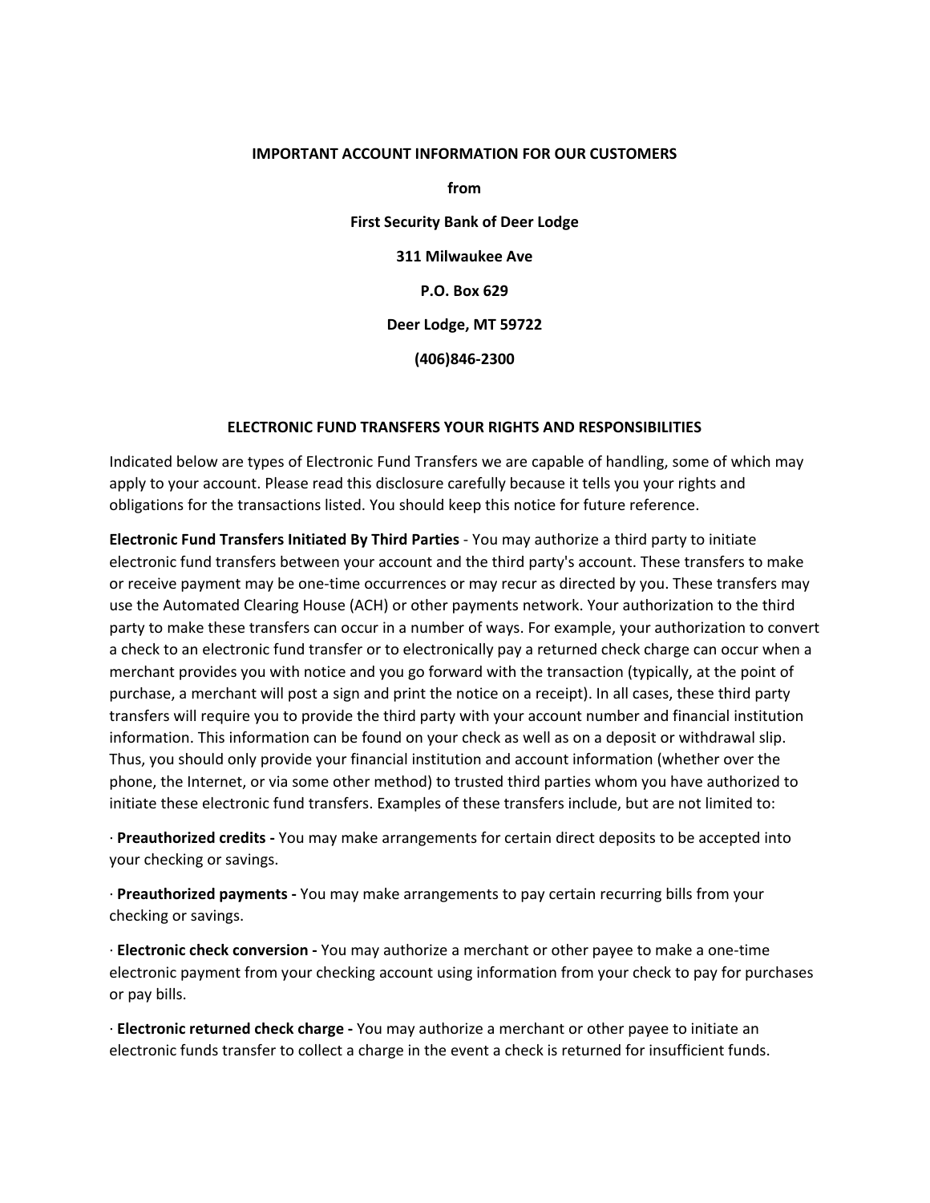**IMPORTANT ACCOUNT INFORMATION FOR OUR CUSTOMERS**

**from**

**First Security Bank of Deer Lodge**

**311 Milwaukee Ave**

**P.O. Box 629**

**Deer Lodge, MT 59722**

**(406)846-2300**

## ELECTRONIC FUND TRANSFERS YOUR RIGHTS AND RESPONSIBILITIES

Indicated below are types of Electronic Fund Transfers we are capable of handling, some of which may apply to your account. Please read this disclosure carefully because it tells you your rights and obligations for the transactions listed. You should keep this notice for future reference.

**Electronic Fund Transfers Initiated By Third Parties** - You may authorize a third party to initiate electronic fund transfers between your account and the third party's account. These transfers to make or receive payment may be one-time occurrences or may recur as directed by you. These transfers may use the Automated Clearing House (ACH) or other payments network. Your authorization to the third party to make these transfers can occur in a number of ways. For example, your authorization to convert a check to an electronic fund transfer or to electronically pay a returned check charge can occur when a merchant provides you with notice and you go forward with the transaction (typically, at the point of purchase, a merchant will post a sign and print the notice on a receipt). In all cases, these third party transfers will require you to provide the third party with your account number and financial institution information. This information can be found on your check as well as on a deposit or withdrawal slip. Thus, you should only provide your financial institution and account information (whether over the phone, the Internet, or via some other method) to trusted third parties whom you have authorized to initiate these electronic fund transfers. Examples of these transfers include, but are not limited to:

· **Preauthorized credits -** You may make arrangements for certain direct deposits to be accepted into your checking or savings.

· **Preauthorized payments -** You may make arrangements to pay certain recurring bills from your checking or savings.

· **Electronic check conversion -** You may authorize a merchant or other payee to make a one-time electronic payment from your checking account using information from your check to pay for purchases or pay bills.

· **Electronic returned check charge -** You may authorize a merchant or other payee to initiate an electronic funds transfer to collect a charge in the event a check is returned for insufficient funds.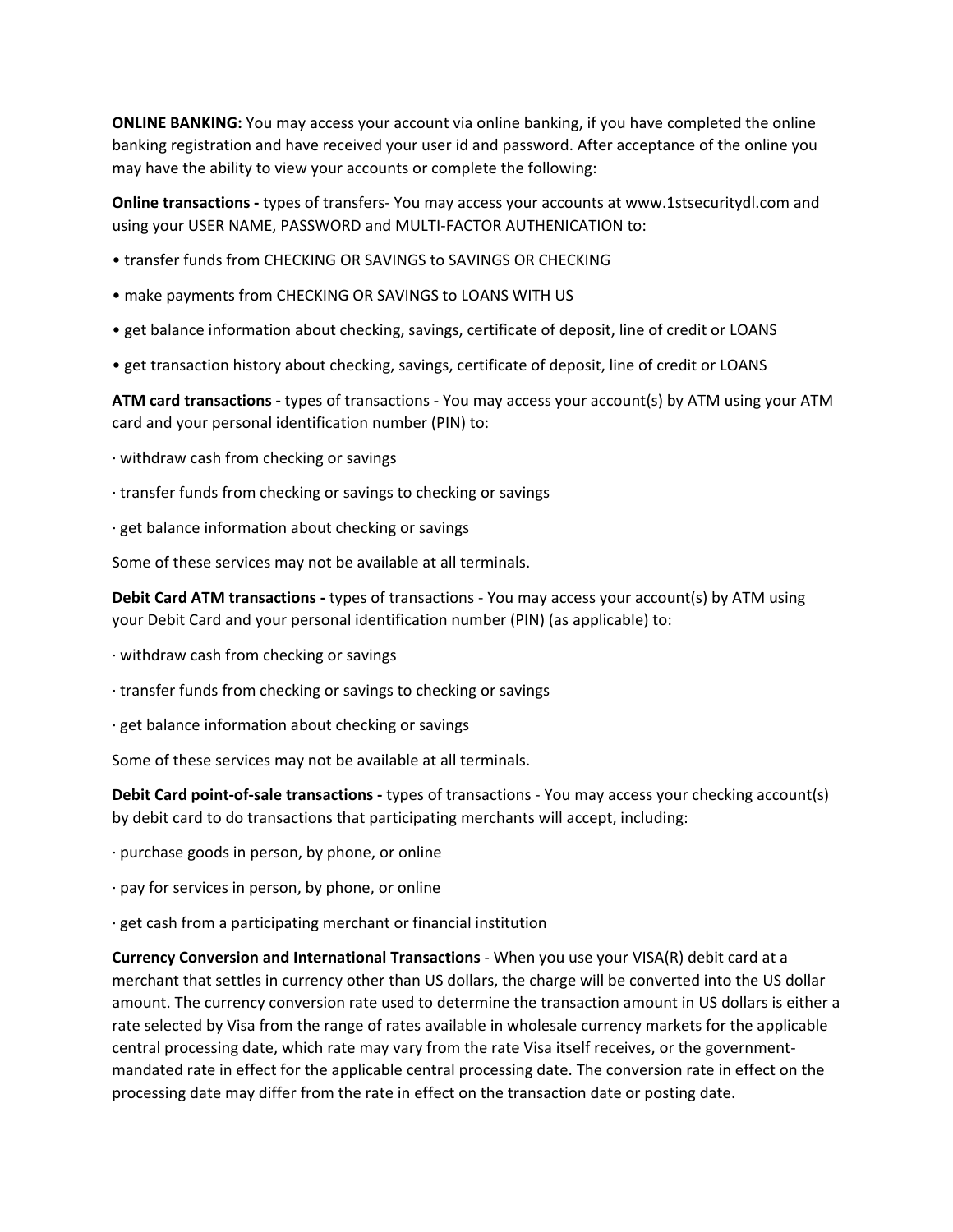**ONLINE BANKING:** You may access your account via online banking, if you have completed the online banking registration and have received your user id and password. After acceptance of the online you may have the ability to view your accounts or complete the following:

**Online transactions -** types of transfers- You may access your accounts at www.1stsecuritydl.com and using your USER NAME, PASSWORD and MULTI-FACTOR AUTHENICATION to:

- transfer funds from CHECKING OR SAVINGS to SAVINGS OR CHECKING
- make payments from CHECKING OR SAVINGS to LOANS WITH US
- get balance information about checking, savings, certificate of deposit, line of credit or LOANS
- get transaction history about checking, savings, certificate of deposit, line of credit or LOANS

**ATM card transactions -** types of transactions - You may access your account(s) by ATM using your ATM card and your personal identification number (PIN) to:

- withdraw cash from checking or savings
- transfer funds from checking or savings to checking or savings
- get balance information about checking or savings

Some of these services may not be available at all terminals.

**Debit Card ATM transactions -** types of transactions - You may access your account(s) by ATM using your Debit Card and your personal identification number (PIN) (as applicable) to:

- withdraw cash from checking or savings
- transfer funds from checking or savings to checking or savings
- get balance information about checking or savings

Some of these services may not be available at all terminals.

**Debit Card point-of-sale transactions -** types of transactions - You may access your checking account(s) by debit card to do transactions that participating merchants will accept, including:

- purchase goods in person, by phone, or online
- pay for services in person, by phone, or online
- get cash from a participating merchant or financial institution

**Currency Conversion and International Transactions** - When you use your VISA(R) debit card at a merchant that settles in currency other than US dollars, the charge will be converted into the US dollar amount. The currency conversion rate used to determine the transaction amount in US dollars is either a rate selected by Visa from the range of rates available in wholesale currency markets for the applicable central processing date, which rate may vary from the rate Visa itself receives, or the government-mandated rate in effect for the applicable central processing date. The conversion rate in effect on the processing date may differ from the rate in effect on the transaction date or posting date.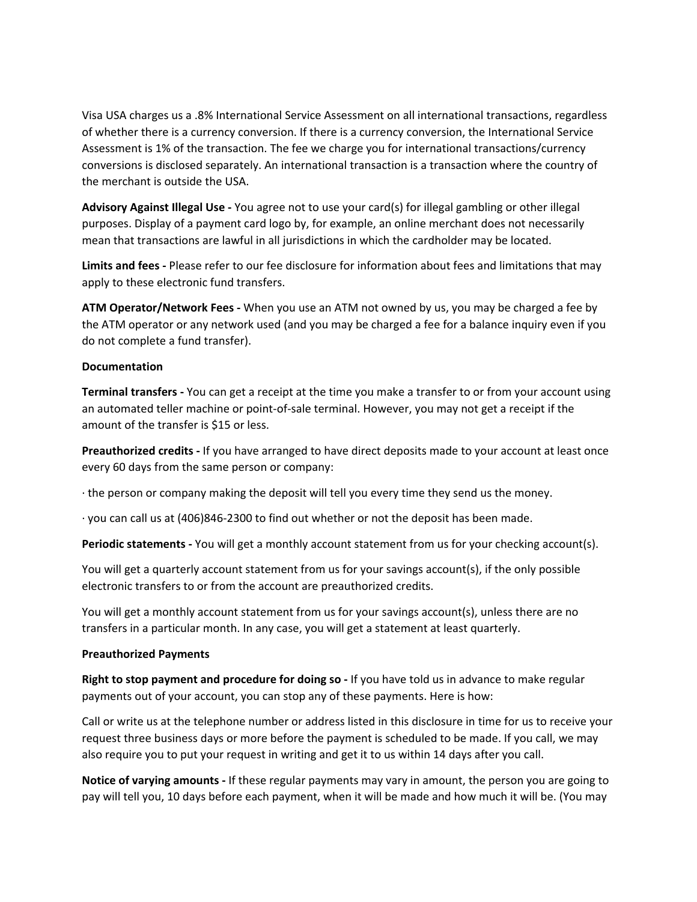Visa USA charges us a .8% International Service Assessment on all international transactions, regardless of whether there is a currency conversion. If there is a currency conversion, the International Service Assessment is 1% of the transaction. The fee we charge you for international transactions/currency conversions is disclosed separately. An international transaction is a transaction where the country of the merchant is outside the USA.

**Advisory Against Illegal Use -** You agree not to use your card(s) for illegal gambling or other illegal purposes. Display of a payment card logo by, for example, an online merchant does not necessarily mean that transactions are lawful in all jurisdictions in which the cardholder may be located.

**Limits and fees -** Please refer to our fee disclosure for information about fees and limitations that may apply to these electronic fund transfers.

**ATM Operator/Network Fees -** When you use an ATM not owned by us, you may be charged a fee by the ATM operator or any network used (and you may be charged a fee for a balance inquiry even if you do not complete a fund transfer).

**Documentation**

**Terminal transfers -** You can get a receipt at the time you make a transfer to or from your account using an automated teller machine or point-of-sale terminal. However, you may not get a receipt if the amount of the transfer is $15 or less.

**Preauthorized credits -** If you have arranged to have direct deposits made to your account at least once every 60 days from the same person or company:

· the person or company making the deposit will tell you every time they send us the money.

· you can call us at (406)846-2300 to find out whether or not the deposit has been made.

**Periodic statements -** You will get a monthly account statement from us for your checking account(s).

You will get a quarterly account statement from us for your savings account(s), if the only possible electronic transfers to or from the account are preauthorized credits.

You will get a monthly account statement from us for your savings account(s), unless there are no transfers in a particular month. In any case, you will get a statement at least quarterly.

**Preauthorized Payments**

**Right to stop payment and procedure for doing so -** If you have told us in advance to make regular payments out of your account, you can stop any of these payments. Here is how:

Call or write us at the telephone number or address listed in this disclosure in time for us to receive your request three business days or more before the payment is scheduled to be made. If you call, we may also require you to put your request in writing and get it to us within 14 days after you call.

**Notice of varying amounts -** If these regular payments may vary in amount, the person you are going to pay will tell you, 10 days before each payment, when it will be made and how much it will be. (You may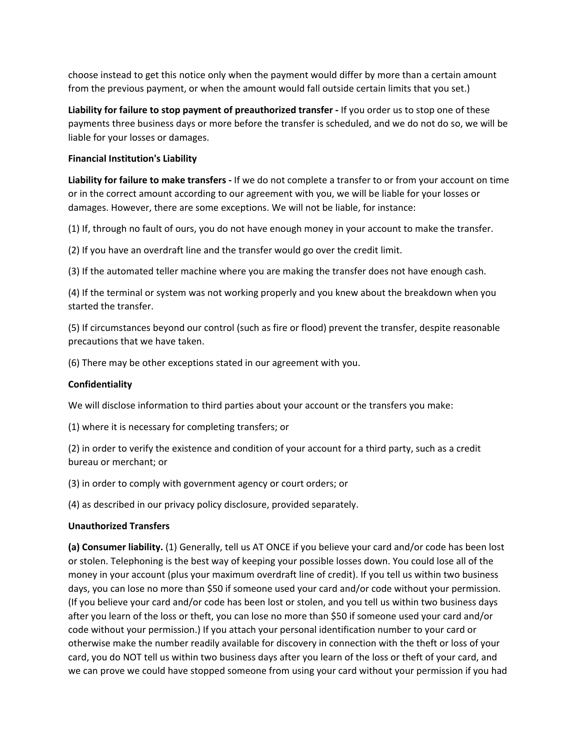choose instead to get this notice only when the payment would differ by more than a certain amount from the previous payment, or when the amount would fall outside certain limits that you set.)

**Liability for failure to stop payment of preauthorized transfer -** If you order us to stop one of these payments three business days or more before the transfer is scheduled, and we do not do so, we will be liable for your losses or damages.

**Financial Institution's Liability**

**Liability for failure to make transfers -** If we do not complete a transfer to or from your account on time or in the correct amount according to our agreement with you, we will be liable for your losses or damages. However, there are some exceptions. We will not be liable, for instance:

(1) If, through no fault of ours, you do not have enough money in your account to make the transfer.

(2) If you have an overdraft line and the transfer would go over the credit limit.

(3) If the automated teller machine where you are making the transfer does not have enough cash.

(4) If the terminal or system was not working properly and you knew about the breakdown when you started the transfer.

(5) If circumstances beyond our control (such as fire or flood) prevent the transfer, despite reasonable precautions that we have taken.

(6) There may be other exceptions stated in our agreement with you.

**Confidentiality**

We will disclose information to third parties about your account or the transfers you make:

(1) where it is necessary for completing transfers; or

(2) in order to verify the existence and condition of your account for a third party, such as a credit bureau or merchant; or

(3) in order to comply with government agency or court orders; or

(4) as described in our privacy policy disclosure, provided separately.

**Unauthorized Transfers**

**(a) Consumer liability.** (1) Generally, tell us AT ONCE if you believe your card and/or code has been lost or stolen. Telephoning is the best way of keeping your possible losses down. You could lose all of the money in your account (plus your maximum overdraft line of credit). If you tell us within two business days, you can lose no more than $50 if someone used your card and/or code without your permission. (If you believe your card and/or code has been lost or stolen, and you tell us within two business days after you learn of the loss or theft, you can lose no more than $50 if someone used your card and/or code without your permission.) If you attach your personal identification number to your card or otherwise make the number readily available for discovery in connection with the theft or loss of your card, you do NOT tell us within two business days after you learn of the loss or theft of your card, and we can prove we could have stopped someone from using your card without your permission if you had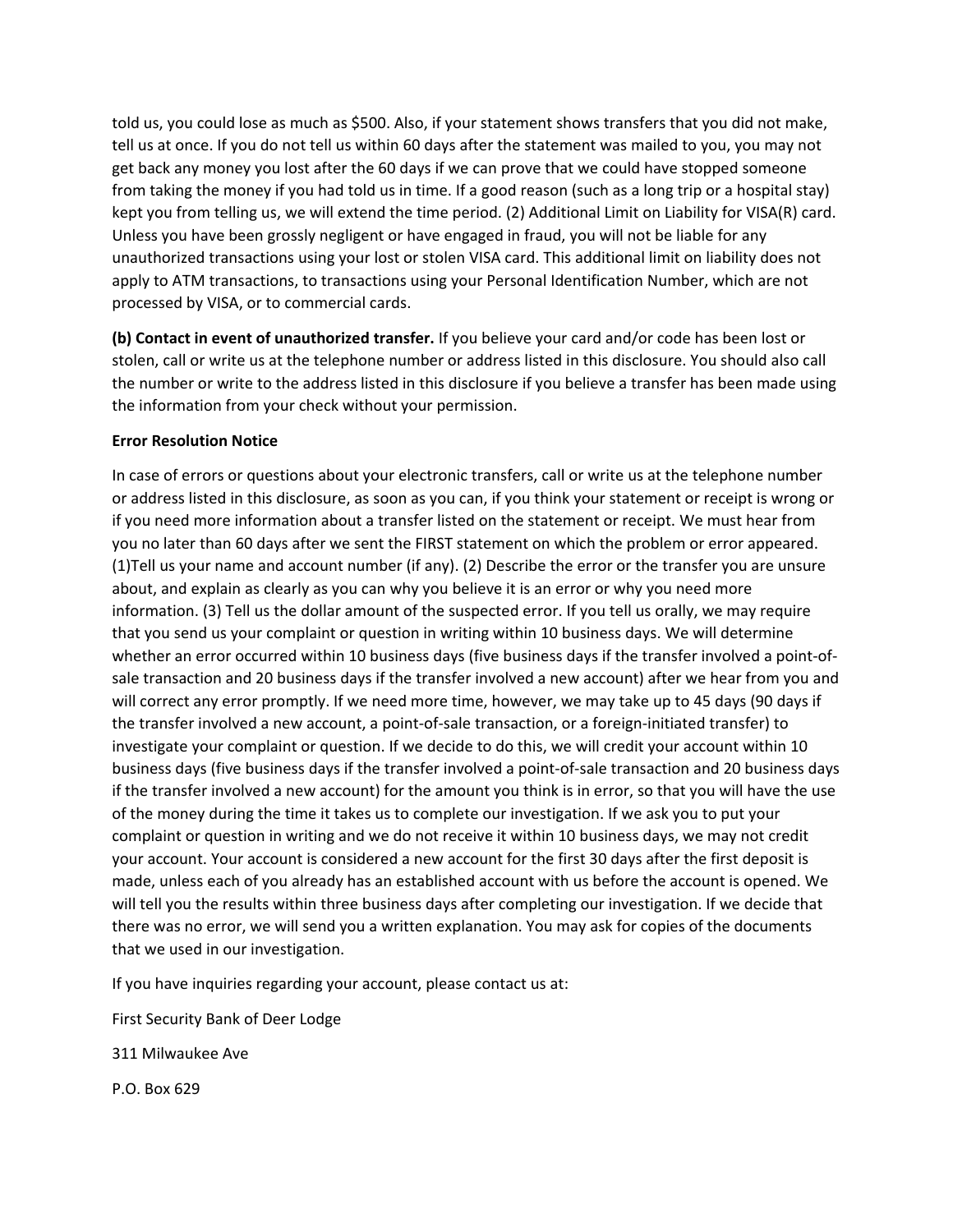told us, you could lose as much as $500. Also, if your statement shows transfers that you did not make, tell us at once. If you do not tell us within 60 days after the statement was mailed to you, you may not get back any money you lost after the 60 days if we can prove that we could have stopped someone from taking the money if you had told us in time. If a good reason (such as a long trip or a hospital stay) kept you from telling us, we will extend the time period. (2) Additional Limit on Liability for VISA(R) card. Unless you have been grossly negligent or have engaged in fraud, you will not be liable for any unauthorized transactions using your lost or stolen VISA card. This additional limit on liability does not apply to ATM transactions, to transactions using your Personal Identification Number, which are not processed by VISA, or to commercial cards.

**(b) Contact in event of unauthorized transfer.** If you believe your card and/or code has been lost or stolen, call or write us at the telephone number or address listed in this disclosure. You should also call the number or write to the address listed in this disclosure if you believe a transfer has been made using the information from your check without your permission.

**Error Resolution Notice**

In case of errors or questions about your electronic transfers, call or write us at the telephone number or address listed in this disclosure, as soon as you can, if you think your statement or receipt is wrong or if you need more information about a transfer listed on the statement or receipt. We must hear from you no later than 60 days after we sent the FIRST statement on which the problem or error appeared. (1)Tell us your name and account number (if any). (2) Describe the error or the transfer you are unsure about, and explain as clearly as you can why you believe it is an error or why you need more information. (3) Tell us the dollar amount of the suspected error. If you tell us orally, we may require that you send us your complaint or question in writing within 10 business days. We will determine whether an error occurred within 10 business days (five business days if the transfer involved a point-of-sale transaction and 20 business days if the transfer involved a new account) after we hear from you and will correct any error promptly. If we need more time, however, we may take up to 45 days (90 days if the transfer involved a new account, a point-of-sale transaction, or a foreign-initiated transfer) to investigate your complaint or question. If we decide to do this, we will credit your account within 10 business days (five business days if the transfer involved a point-of-sale transaction and 20 business days if the transfer involved a new account) for the amount you think is in error, so that you will have the use of the money during the time it takes us to complete our investigation. If we ask you to put your complaint or question in writing and we do not receive it within 10 business days, we may not credit your account. Your account is considered a new account for the first 30 days after the first deposit is made, unless each of you already has an established account with us before the account is opened. We will tell you the results within three business days after completing our investigation. If we decide that there was no error, we will send you a written explanation. You may ask for copies of the documents that we used in our investigation.

If you have inquiries regarding your account, please contact us at:

First Security Bank of Deer Lodge

311 Milwaukee Ave

P.O. Box 629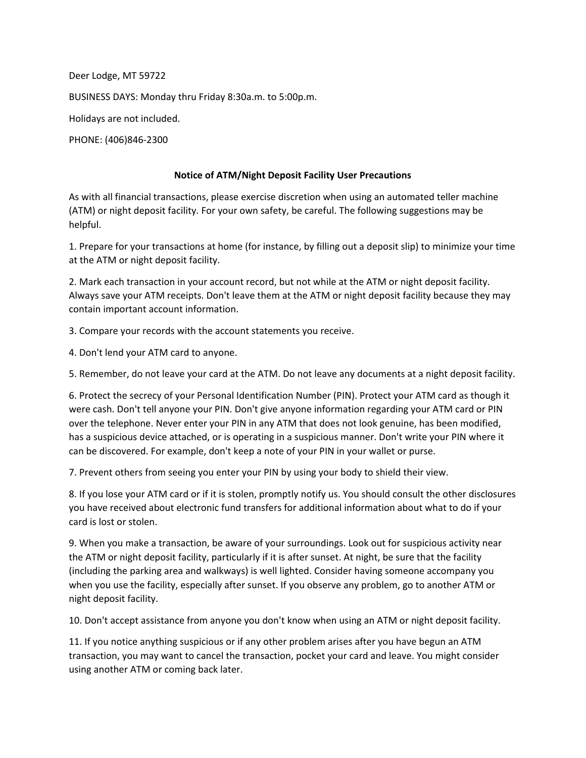Deer Lodge, MT 59722

BUSINESS DAYS: Monday thru Friday 8:30a.m. to 5:00p.m.

Holidays are not included.

PHONE: (406)846-2300

## Notice of ATM/Night Deposit Facility User Precautions

As with all financial transactions, please exercise discretion when using an automated teller machine (ATM) or night deposit facility. For your own safety, be careful. The following suggestions may be helpful.

1. Prepare for your transactions at home (for instance, by filling out a deposit slip) to minimize your time at the ATM or night deposit facility.

2. Mark each transaction in your account record, but not while at the ATM or night deposit facility. Always save your ATM receipts. Don't leave them at the ATM or night deposit facility because they may contain important account information.

3. Compare your records with the account statements you receive.

4. Don't lend your ATM card to anyone.

5. Remember, do not leave your card at the ATM. Do not leave any documents at a night deposit facility.

6. Protect the secrecy of your Personal Identification Number (PIN). Protect your ATM card as though it were cash. Don't tell anyone your PIN. Don't give anyone information regarding your ATM card or PIN over the telephone. Never enter your PIN in any ATM that does not look genuine, has been modified, has a suspicious device attached, or is operating in a suspicious manner. Don't write your PIN where it can be discovered. For example, don't keep a note of your PIN in your wallet or purse.

7. Prevent others from seeing you enter your PIN by using your body to shield their view.

8. If you lose your ATM card or if it is stolen, promptly notify us. You should consult the other disclosures you have received about electronic fund transfers for additional information about what to do if your card is lost or stolen.

9. When you make a transaction, be aware of your surroundings. Look out for suspicious activity near the ATM or night deposit facility, particularly if it is after sunset. At night, be sure that the facility (including the parking area and walkways) is well lighted. Consider having someone accompany you when you use the facility, especially after sunset. If you observe any problem, go to another ATM or night deposit facility.

10. Don't accept assistance from anyone you don't know when using an ATM or night deposit facility.

11. If you notice anything suspicious or if any other problem arises after you have begun an ATM transaction, you may want to cancel the transaction, pocket your card and leave. You might consider using another ATM or coming back later.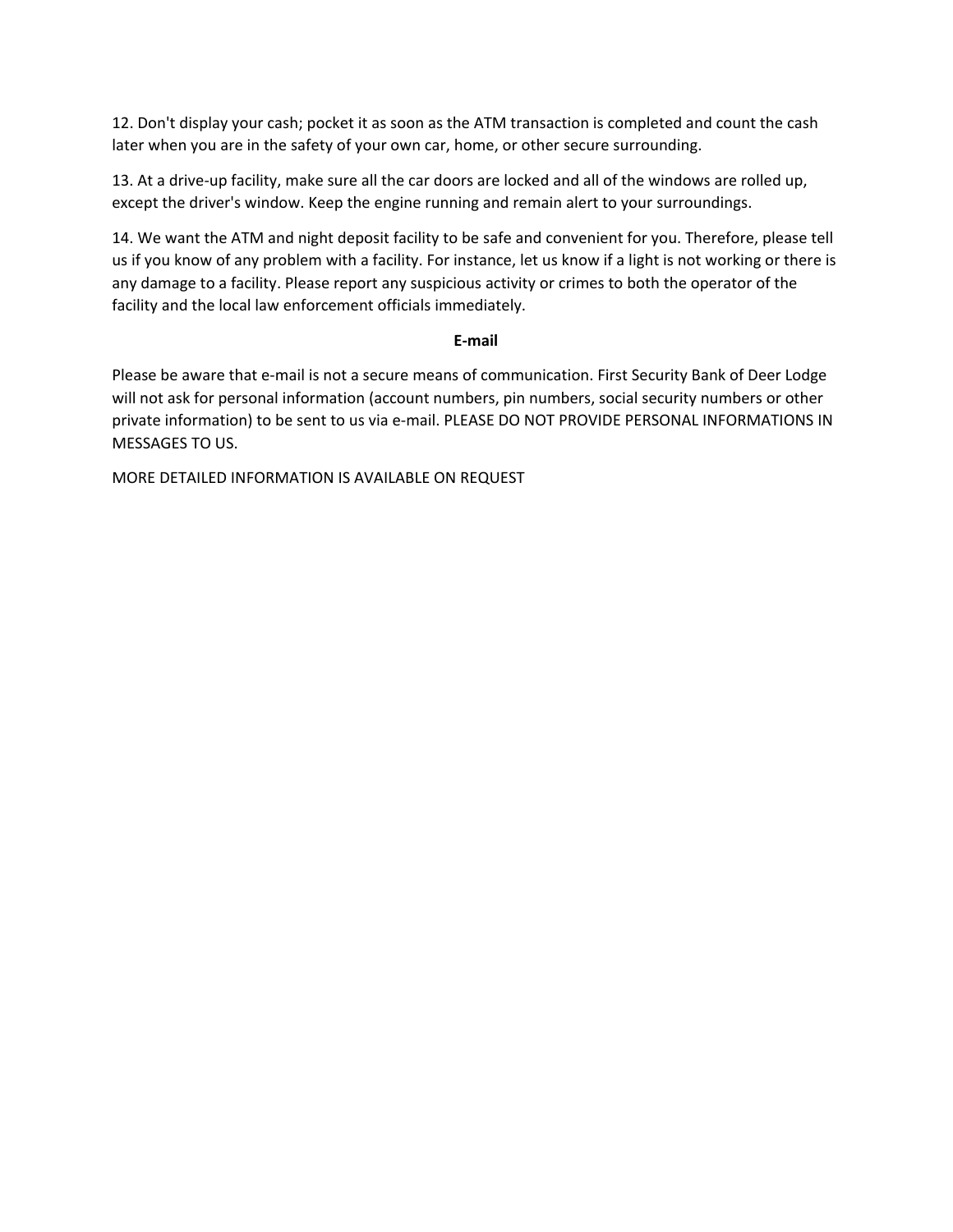12. Don't display your cash; pocket it as soon as the ATM transaction is completed and count the cash later when you are in the safety of your own car, home, or other secure surrounding.

13. At a drive-up facility, make sure all the car doors are locked and all of the windows are rolled up, except the driver's window. Keep the engine running and remain alert to your surroundings.

14. We want the ATM and night deposit facility to be safe and convenient for you. Therefore, please tell us if you know of any problem with a facility. For instance, let us know if a light is not working or there is any damage to a facility. Please report any suspicious activity or crimes to both the operator of the facility and the local law enforcement officials immediately.

**E-mail**

Please be aware that e-mail is not a secure means of communication. First Security Bank of Deer Lodge will not ask for personal information (account numbers, pin numbers, social security numbers or other private information) to be sent to us via e-mail. PLEASE DO NOT PROVIDE PERSONAL INFORMATIONS IN MESSAGES TO US.

MORE DETAILED INFORMATION IS AVAILABLE ON REQUEST